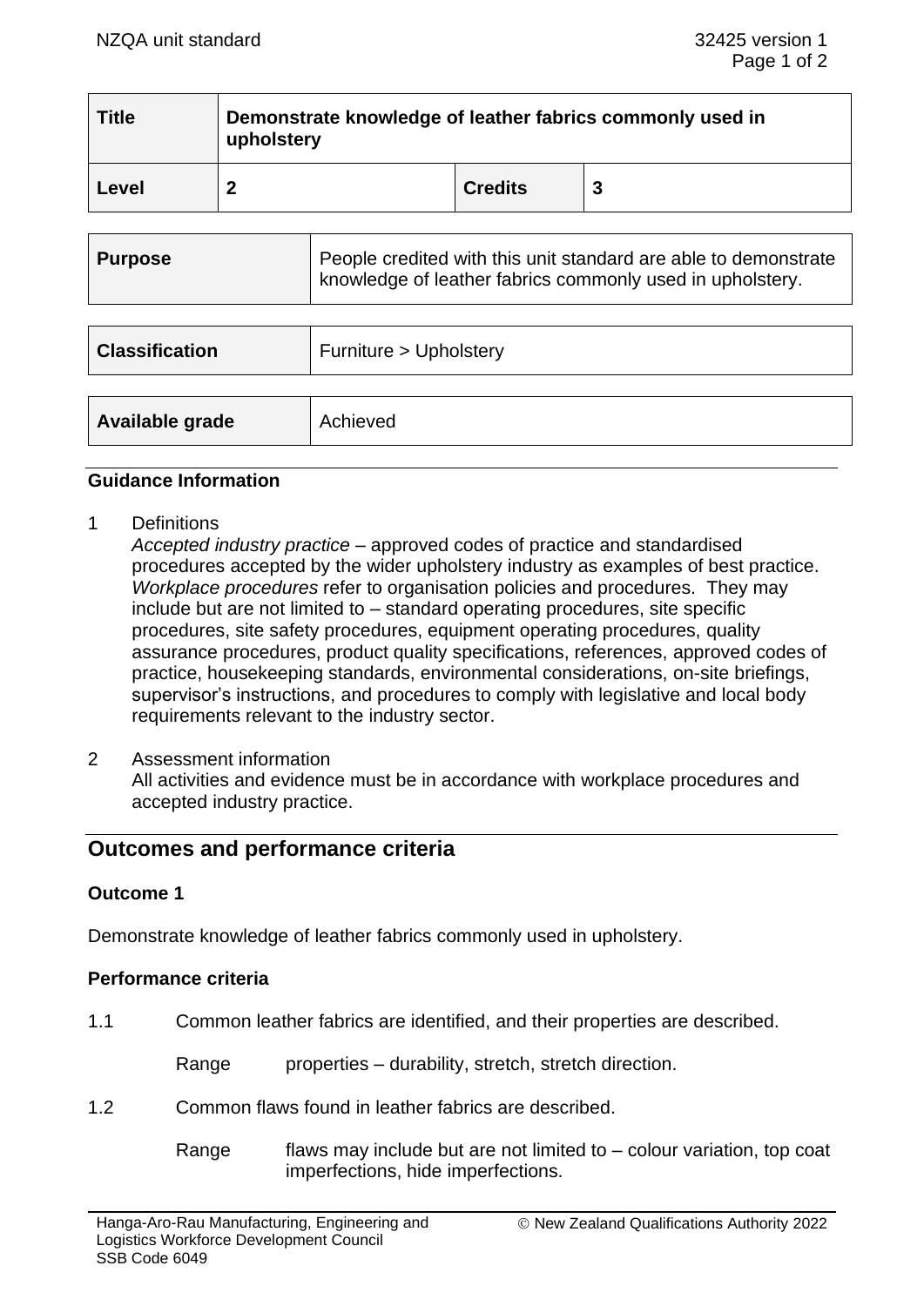| Title | Demonstrate knowledge of leather fabrics commonly used in upholstery | | |
|---|---|---|---|
| **Level** | **2** | **Credits** | **3** |

| Purpose | People credited with this unit standard are able to demonstrate knowledge of leather fabrics commonly used in upholstery. |
|---|---|

| Classification | Furniture > Upholstery |
|---|---|

| Available grade | Achieved |
|---|---|

### Guidance Information

1 Definitions

*Accepted industry practice* – approved codes of practice and standardised procedures accepted by the wider upholstery industry as examples of best practice.

*Workplace procedures* refer to organisation policies and procedures. They may include but are not limited to – standard operating procedures, site specific procedures, site safety procedures, equipment operating procedures, quality assurance procedures, product quality specifications, references, approved codes of practice, housekeeping standards, environmental considerations, on-site briefings, supervisor's instructions, and procedures to comply with legislative and local body requirements relevant to the industry sector.

2 Assessment information

All activities and evidence must be in accordance with workplace procedures and accepted industry practice.

## Outcomes and performance criteria

### Outcome 1

Demonstrate knowledge of leather fabrics commonly used in upholstery.

### Performance criteria

1.1 Common leather fabrics are identified, and their properties are described.

Range properties – durability, stretch, stretch direction.

1.2 Common flaws found in leather fabrics are described.

Range flaws may include but are not limited to – colour variation, top coat imperfections, hide imperfections.

Hanga-Aro-Rau Manufacturing, Engineering and Logistics Workforce Development Council
SSB Code 6049

© New Zealand Qualifications Authority 2022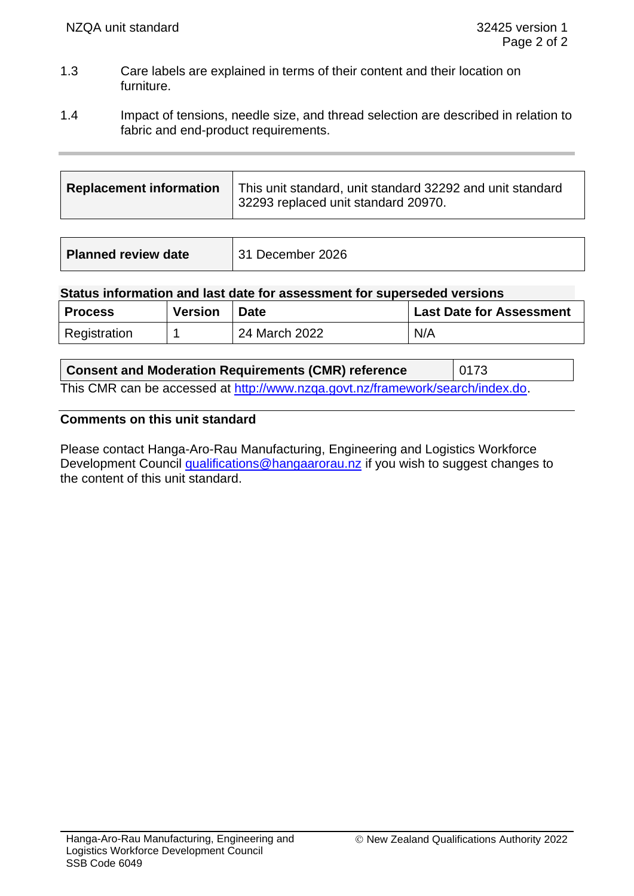1.3 Care labels are explained in terms of their content and their location on furniture.

1.4 Impact of tensions, needle size, and thread selection are described in relation to fabric and end-product requirements.

| | |
|---|---|
| **Replacement information** | This unit standard, unit standard 32292 and unit standard 32293 replaced unit standard 20970. |

| | |
|---|---|
| **Planned review date** | 31 December 2026 |

**Status information and last date for assessment for superseded versions**

| Process | Version | Date | Last Date for Assessment |
|---|---|---|---|
| Registration | 1 | 24 March 2022 | N/A |

| | |
|---|---|
| **Consent and Moderation Requirements (CMR) reference** | 0173 |

This CMR can be accessed at http://www.nzqa.govt.nz/framework/search/index.do.

**Comments on this unit standard**

Please contact Hanga-Aro-Rau Manufacturing, Engineering and Logistics Workforce Development Council qualifications@hangaarorau.nz if you wish to suggest changes to the content of this unit standard.